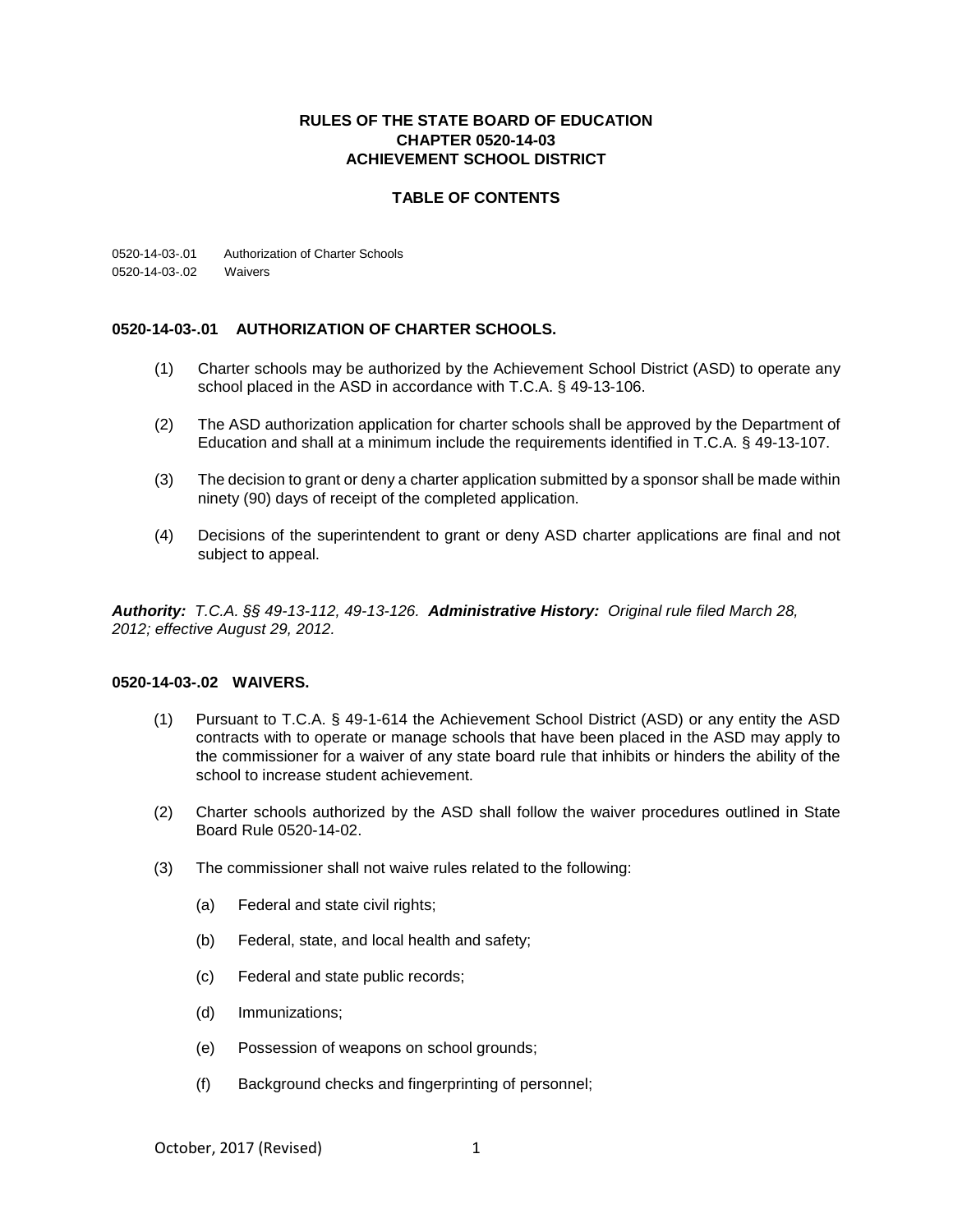# RULES OF THE STATE BOARD OF EDUCATION
# CHAPTER 0520-14-03
# ACHIEVEMENT SCHOOL DISTRICT

## TABLE OF CONTENTS

0520-14-03-.01 Authorization of Charter Schools
0520-14-03-.02 Waivers

### 0520-14-03-.01 AUTHORIZATION OF CHARTER SCHOOLS.

(1) Charter schools may be authorized by the Achievement School District (ASD) to operate any school placed in the ASD in accordance with T.C.A. § 49-13-106.

(2) The ASD authorization application for charter schools shall be approved by the Department of Education and shall at a minimum include the requirements identified in T.C.A. § 49-13-107.

(3) The decision to grant or deny a charter application submitted by a sponsor shall be made within ninety (90) days of receipt of the completed application.

(4) Decisions of the superintendent to grant or deny ASD charter applications are final and not subject to appeal.

***Authority:** T.C.A. §§ 49-13-112, 49-13-126.* ***Administrative History:** Original rule filed March 28, 2012; effective August 29, 2012.*

### 0520-14-03-.02 WAIVERS.

(1) Pursuant to T.C.A. § 49-1-614 the Achievement School District (ASD) or any entity the ASD contracts with to operate or manage schools that have been placed in the ASD may apply to the commissioner for a waiver of any state board rule that inhibits or hinders the ability of the school to increase student achievement.

(2) Charter schools authorized by the ASD shall follow the waiver procedures outlined in State Board Rule 0520-14-02.

(3) The commissioner shall not waive rules related to the following:

(a) Federal and state civil rights;

(b) Federal, state, and local health and safety;

(c) Federal and state public records;

(d) Immunizations;

(e) Possession of weapons on school grounds;

(f) Background checks and fingerprinting of personnel;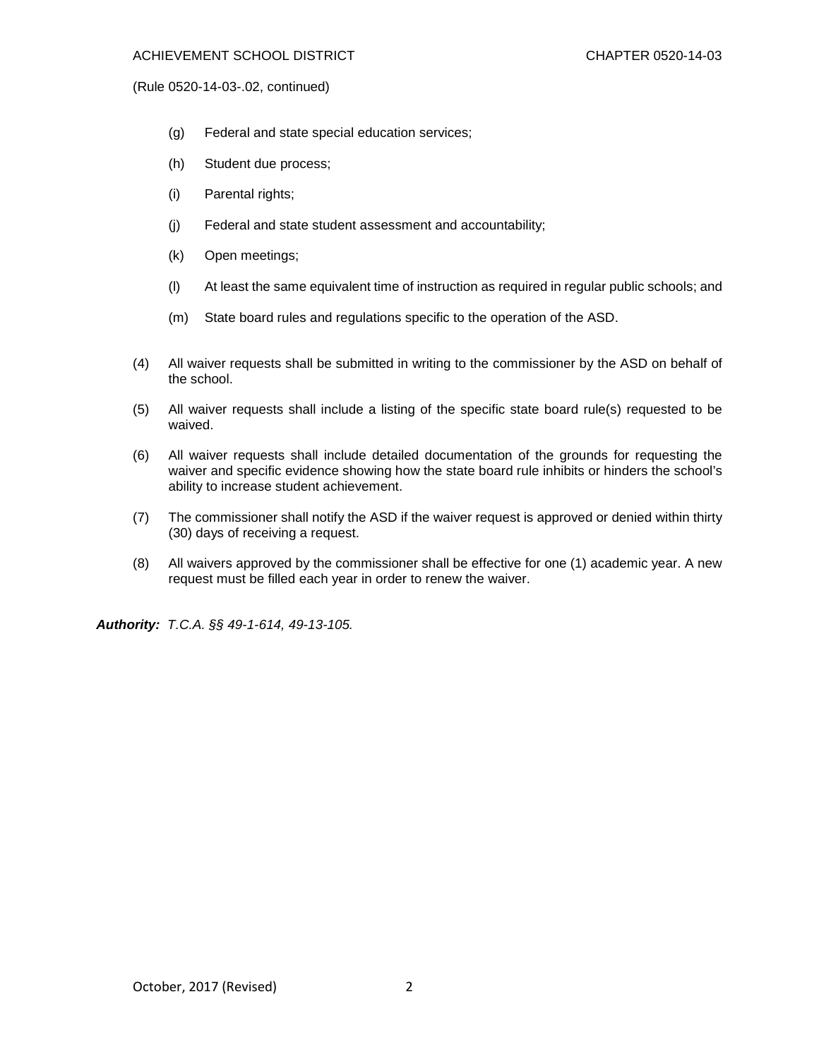(Rule 0520-14-03-.02, continued)

(g) Federal and state special education services;

(h) Student due process;

(i) Parental rights;

(j) Federal and state student assessment and accountability;

(k) Open meetings;

(l) At least the same equivalent time of instruction as required in regular public schools; and

(m) State board rules and regulations specific to the operation of the ASD.

(4) All waiver requests shall be submitted in writing to the commissioner by the ASD on behalf of the school.

(5) All waiver requests shall include a listing of the specific state board rule(s) requested to be waived.

(6) All waiver requests shall include detailed documentation of the grounds for requesting the waiver and specific evidence showing how the state board rule inhibits or hinders the school's ability to increase student achievement.

(7) The commissioner shall notify the ASD if the waiver request is approved or denied within thirty (30) days of receiving a request.

(8) All waivers approved by the commissioner shall be effective for one (1) academic year. A new request must be filled each year in order to renew the waiver.

***Authority:*** *T.C.A. §§ 49-1-614, 49-13-105.*